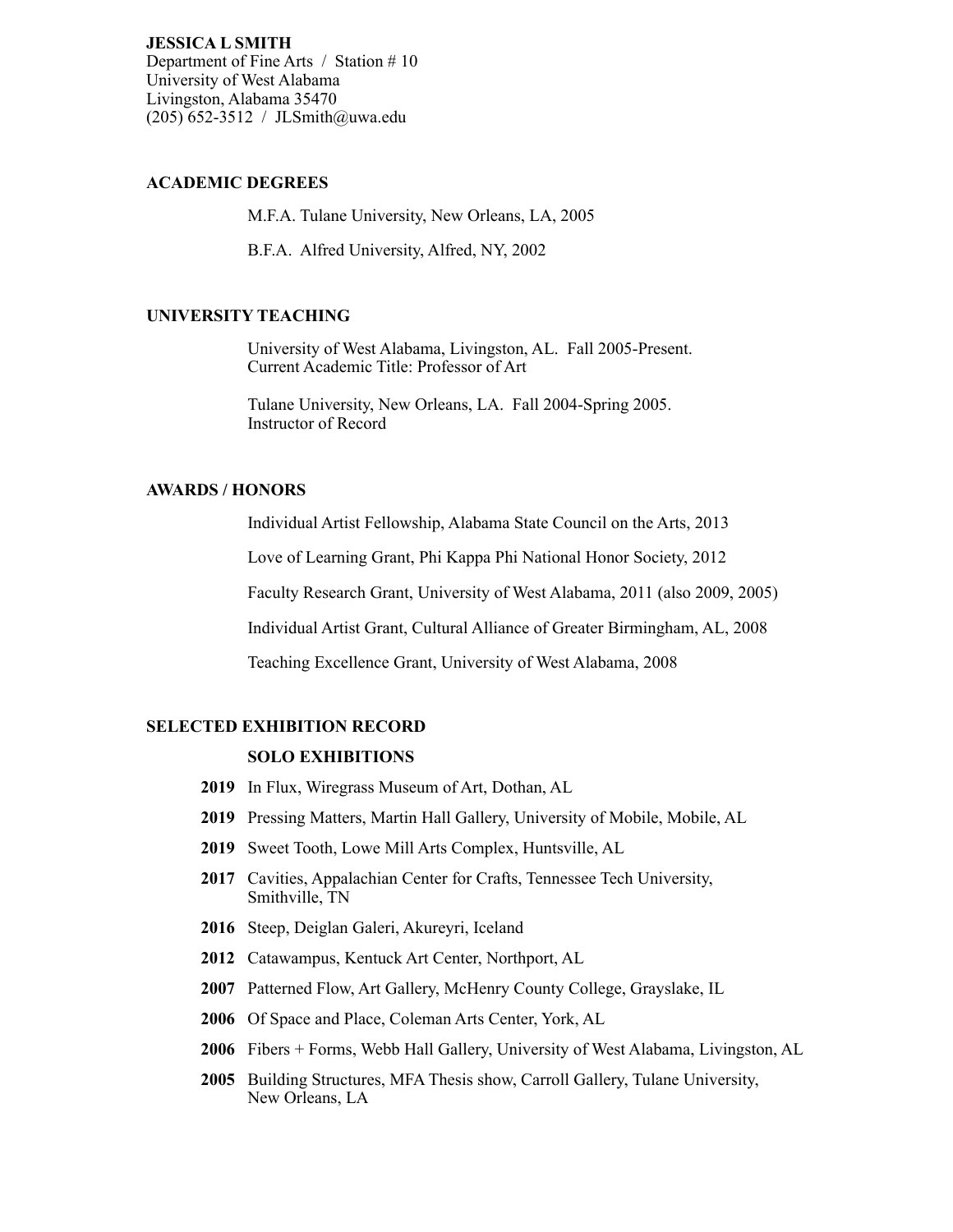**JESSICA L SMITH**
Department of Fine Arts / Station # 10
University of West Alabama
Livingston, Alabama 35470
(205) 652-3512 / JLSmith@uwa.edu

## ACADEMIC DEGREES

M.F.A. Tulane University, New Orleans, LA, 2005

B.F.A. Alfred University, Alfred, NY, 2002

## UNIVERSITY TEACHING

University of West Alabama, Livingston, AL. Fall 2005-Present.
Current Academic Title: Professor of Art

Tulane University, New Orleans, LA. Fall 2004-Spring 2005.
Instructor of Record

## AWARDS / HONORS

Individual Artist Fellowship, Alabama State Council on the Arts, 2013

Love of Learning Grant, Phi Kappa Phi National Honor Society, 2012

Faculty Research Grant, University of West Alabama, 2011 (also 2009, 2005)

Individual Artist Grant, Cultural Alliance of Greater Birmingham, AL, 2008

Teaching Excellence Grant, University of West Alabama, 2008

## SELECTED EXHIBITION RECORD

### SOLO EXHIBITIONS

**2019** In Flux, Wiregrass Museum of Art, Dothan, AL

**2019** Pressing Matters, Martin Hall Gallery, University of Mobile, Mobile, AL

**2019** Sweet Tooth, Lowe Mill Arts Complex, Huntsville, AL

**2017** Cavities, Appalachian Center for Crafts, Tennessee Tech University, Smithville, TN

**2016** Steep, Deiglan Galeri, Akureyri, Iceland

**2012** Catawampus, Kentuck Art Center, Northport, AL

**2007** Patterned Flow, Art Gallery, McHenry County College, Grayslake, IL

**2006** Of Space and Place, Coleman Arts Center, York, AL

**2006** Fibers + Forms, Webb Hall Gallery, University of West Alabama, Livingston, AL

**2005** Building Structures, MFA Thesis show, Carroll Gallery, Tulane University, New Orleans, LA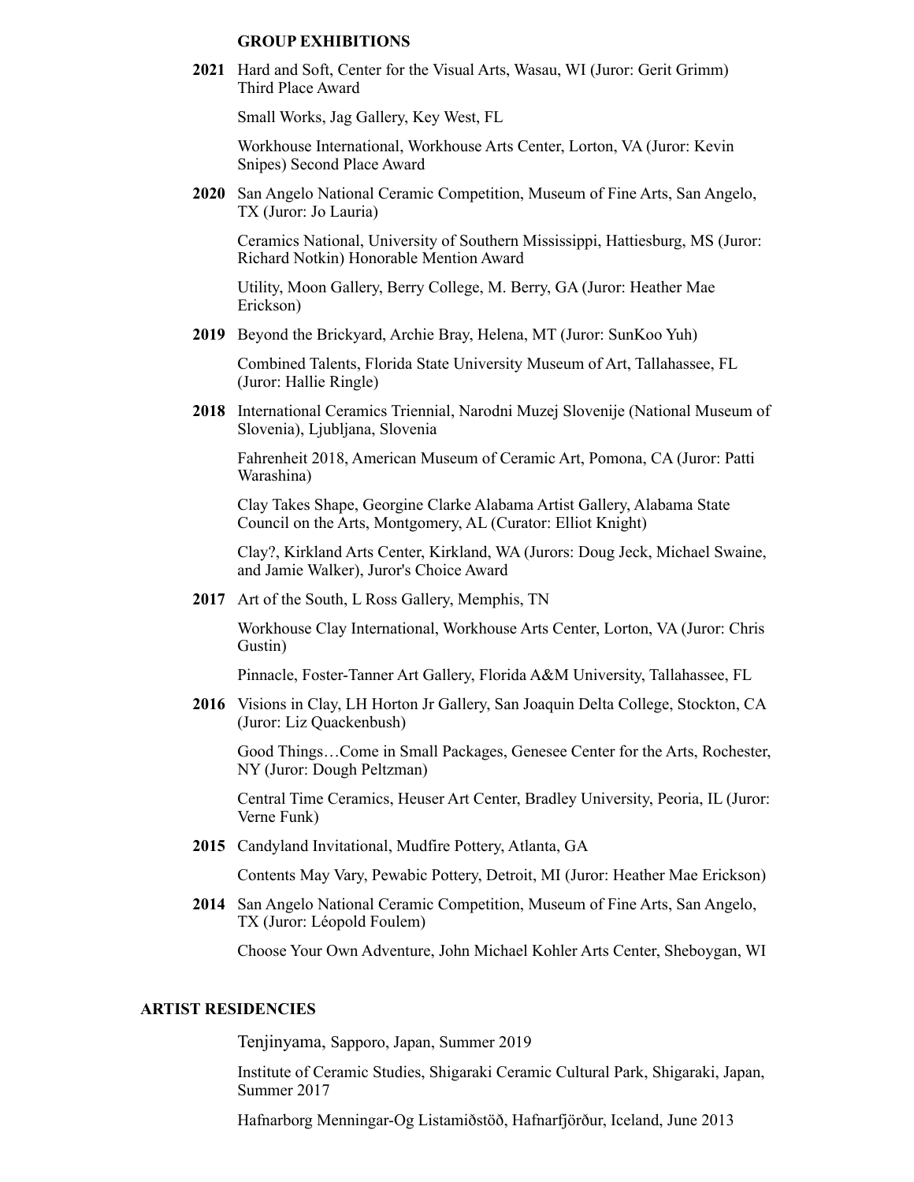## GROUP EXHIBITIONS

**2021** Hard and Soft, Center for the Visual Arts, Wasau, WI (Juror: Gerit Grimm) Third Place Award

Small Works, Jag Gallery, Key West, FL

Workhouse International, Workhouse Arts Center, Lorton, VA (Juror: Kevin Snipes) Second Place Award

**2020** San Angelo National Ceramic Competition, Museum of Fine Arts, San Angelo, TX (Juror: Jo Lauria)

Ceramics National, University of Southern Mississippi, Hattiesburg, MS (Juror: Richard Notkin) Honorable Mention Award

Utility, Moon Gallery, Berry College, M. Berry, GA (Juror: Heather Mae Erickson)

**2019** Beyond the Brickyard, Archie Bray, Helena, MT (Juror: SunKoo Yuh)

Combined Talents, Florida State University Museum of Art, Tallahassee, FL (Juror: Hallie Ringle)

**2018** International Ceramics Triennial, Narodni Muzej Slovenije (National Museum of Slovenia), Ljubljana, Slovenia

Fahrenheit 2018, American Museum of Ceramic Art, Pomona, CA (Juror: Patti Warashina)

Clay Takes Shape, Georgine Clarke Alabama Artist Gallery, Alabama State Council on the Arts, Montgomery, AL (Curator: Elliot Knight)

Clay?, Kirkland Arts Center, Kirkland, WA (Jurors: Doug Jeck, Michael Swaine, and Jamie Walker), Juror's Choice Award

**2017** Art of the South, L Ross Gallery, Memphis, TN

Workhouse Clay International, Workhouse Arts Center, Lorton, VA (Juror: Chris Gustin)

Pinnacle, Foster-Tanner Art Gallery, Florida A&M University, Tallahassee, FL

**2016** Visions in Clay, LH Horton Jr Gallery, San Joaquin Delta College, Stockton, CA (Juror: Liz Quackenbush)

Good Things…Come in Small Packages, Genesee Center for the Arts, Rochester, NY (Juror: Dough Peltzman)

Central Time Ceramics, Heuser Art Center, Bradley University, Peoria, IL (Juror: Verne Funk)

**2015** Candyland Invitational, Mudfire Pottery, Atlanta, GA

Contents May Vary, Pewabic Pottery, Detroit, MI (Juror: Heather Mae Erickson)

**2014** San Angelo National Ceramic Competition, Museum of Fine Arts, San Angelo, TX (Juror: Léopold Foulem)

Choose Your Own Adventure, John Michael Kohler Arts Center, Sheboygan, WI

## ARTIST RESIDENCIES

Tenjinyama, Sapporo, Japan, Summer 2019

Institute of Ceramic Studies, Shigaraki Ceramic Cultural Park, Shigaraki, Japan, Summer 2017

Hafnarborg Menningar-Og Listamiðstöð, Hafnarfjörður, Iceland, June 2013